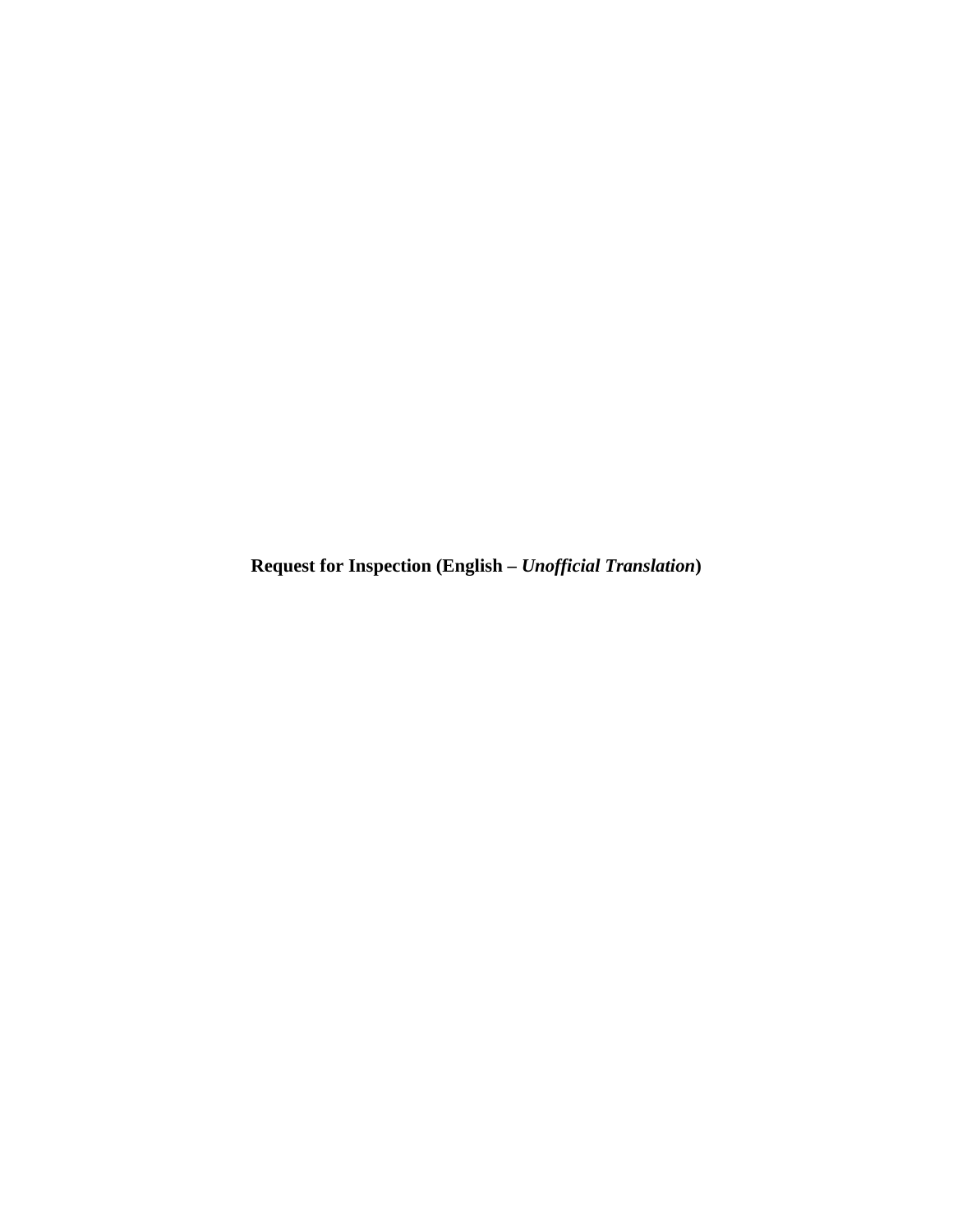**Request for Inspection (English – *Unofficial Translation*)**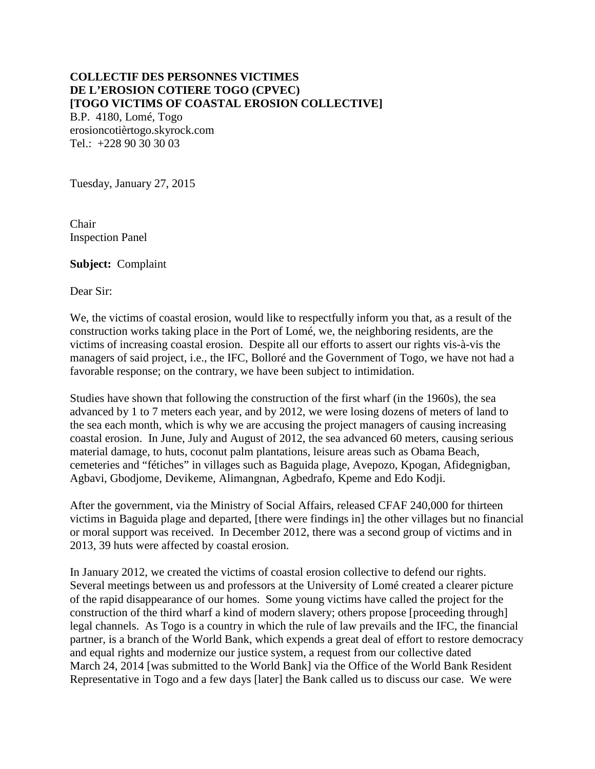**COLLECTIF DES PERSONNES VICTIMES DE L'EROSION COTIERE TOGO (CPVEC) [TOGO VICTIMS OF COASTAL EROSION COLLECTIVE]**
B.P. 4180, Lomé, Togo
erosioncotièrtogo.skyrock.com
Tel.: +228 90 30 30 03

Tuesday, January 27, 2015

Chair
Inspection Panel

**Subject:** Complaint

Dear Sir:

We, the victims of coastal erosion, would like to respectfully inform you that, as a result of the construction works taking place in the Port of Lomé, we, the neighboring residents, are the victims of increasing coastal erosion. Despite all our efforts to assert our rights vis-à-vis the managers of said project, i.e., the IFC, Bolloré and the Government of Togo, we have not had a favorable response; on the contrary, we have been subject to intimidation.

Studies have shown that following the construction of the first wharf (in the 1960s), the sea advanced by 1 to 7 meters each year, and by 2012, we were losing dozens of meters of land to the sea each month, which is why we are accusing the project managers of causing increasing coastal erosion. In June, July and August of 2012, the sea advanced 60 meters, causing serious material damage, to huts, coconut palm plantations, leisure areas such as Obama Beach, cemeteries and "fétiches" in villages such as Baguida plage, Avepozo, Kpogan, Afidegnigban, Agbavi, Gbodjome, Devikeme, Alimangnan, Agbedrafo, Kpeme and Edo Kodji.

After the government, via the Ministry of Social Affairs, released CFAF 240,000 for thirteen victims in Baguida plage and departed, [there were findings in] the other villages but no financial or moral support was received. In December 2012, there was a second group of victims and in 2013, 39 huts were affected by coastal erosion.

In January 2012, we created the victims of coastal erosion collective to defend our rights. Several meetings between us and professors at the University of Lomé created a clearer picture of the rapid disappearance of our homes. Some young victims have called the project for the construction of the third wharf a kind of modern slavery; others propose [proceeding through] legal channels. As Togo is a country in which the rule of law prevails and the IFC, the financial partner, is a branch of the World Bank, which expends a great deal of effort to restore democracy and equal rights and modernize our justice system, a request from our collective dated March 24, 2014 [was submitted to the World Bank] via the Office of the World Bank Resident Representative in Togo and a few days [later] the Bank called us to discuss our case. We were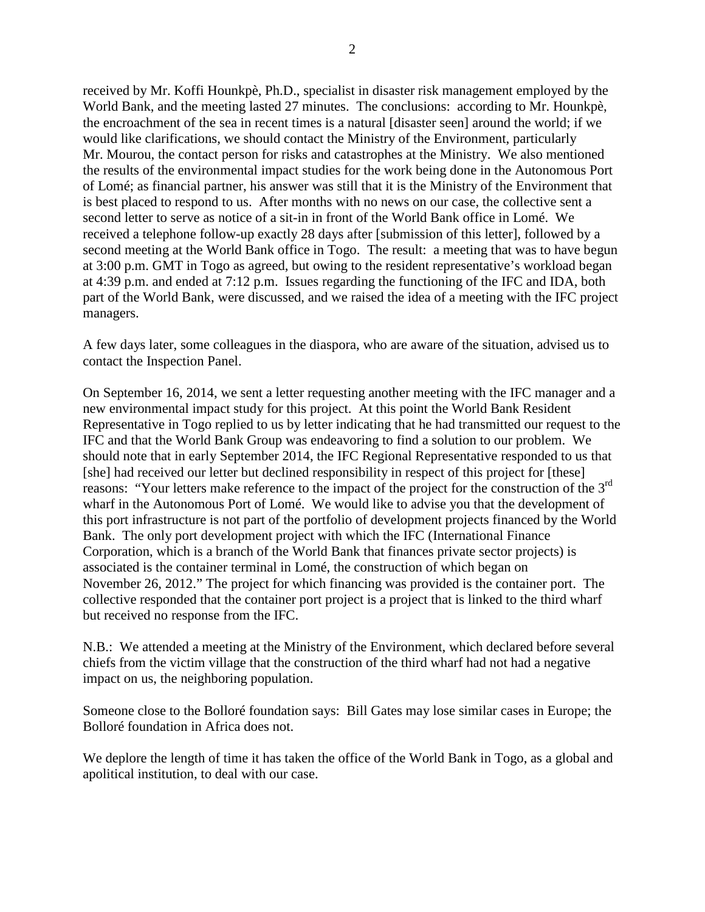received by Mr. Koffi Hounkpè, Ph.D., specialist in disaster risk management employed by the World Bank, and the meeting lasted 27 minutes. The conclusions: according to Mr. Hounkpè, the encroachment of the sea in recent times is a natural [disaster seen] around the world; if we would like clarifications, we should contact the Ministry of the Environment, particularly Mr. Mourou, the contact person for risks and catastrophes at the Ministry. We also mentioned the results of the environmental impact studies for the work being done in the Autonomous Port of Lomé; as financial partner, his answer was still that it is the Ministry of the Environment that is best placed to respond to us. After months with no news on our case, the collective sent a second letter to serve as notice of a sit-in in front of the World Bank office in Lomé. We received a telephone follow-up exactly 28 days after [submission of this letter], followed by a second meeting at the World Bank office in Togo. The result: a meeting that was to have begun at 3:00 p.m. GMT in Togo as agreed, but owing to the resident representative's workload began at 4:39 p.m. and ended at 7:12 p.m. Issues regarding the functioning of the IFC and IDA, both part of the World Bank, were discussed, and we raised the idea of a meeting with the IFC project managers.

A few days later, some colleagues in the diaspora, who are aware of the situation, advised us to contact the Inspection Panel.

On September 16, 2014, we sent a letter requesting another meeting with the IFC manager and a new environmental impact study for this project. At this point the World Bank Resident Representative in Togo replied to us by letter indicating that he had transmitted our request to the IFC and that the World Bank Group was endeavoring to find a solution to our problem. We should note that in early September 2014, the IFC Regional Representative responded to us that [she] had received our letter but declined responsibility in respect of this project for [these] reasons: "Your letters make reference to the impact of the project for the construction of the 3rd wharf in the Autonomous Port of Lomé. We would like to advise you that the development of this port infrastructure is not part of the portfolio of development projects financed by the World Bank. The only port development project with which the IFC (International Finance Corporation, which is a branch of the World Bank that finances private sector projects) is associated is the container terminal in Lomé, the construction of which began on November 26, 2012." The project for which financing was provided is the container port. The collective responded that the container port project is a project that is linked to the third wharf but received no response from the IFC.

N.B.: We attended a meeting at the Ministry of the Environment, which declared before several chiefs from the victim village that the construction of the third wharf had not had a negative impact on us, the neighboring population.

Someone close to the Bolloré foundation says: Bill Gates may lose similar cases in Europe; the Bolloré foundation in Africa does not.

We deplore the length of time it has taken the office of the World Bank in Togo, as a global and apolitical institution, to deal with our case.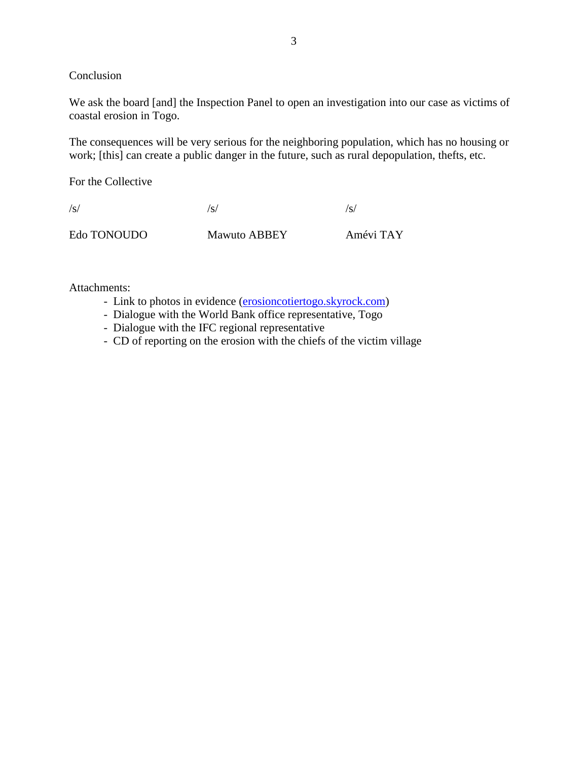Conclusion

We ask the board [and] the Inspection Panel to open an investigation into our case as victims of coastal erosion in Togo.

The consequences will be very serious for the neighboring population, which has no housing or work; [this] can create a public danger in the future, such as rural depopulation, thefts, etc.

For the Collective

| /s/ | /s/ | /s/ |
|---|---|---|
| Edo TONOUDO | Mawuto ABBEY | Amévi TAY |

Attachments:

- Link to photos in evidence (erosioncotiertogo.skyrock.com)
- Dialogue with the World Bank office representative, Togo
- Dialogue with the IFC regional representative
- CD of reporting on the erosion with the chiefs of the victim village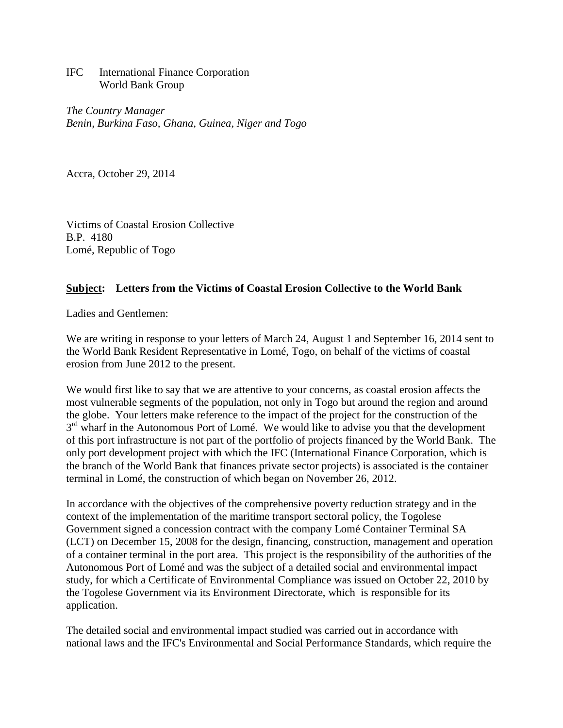IFC International Finance Corporation
World Bank Group

*The Country Manager*
*Benin, Burkina Faso, Ghana, Guinea, Niger and Togo*

Accra, October 29, 2014

Victims of Coastal Erosion Collective
B.P. 4180
Lomé, Republic of Togo

**Subject: Letters from the Victims of Coastal Erosion Collective to the World Bank**

Ladies and Gentlemen:

We are writing in response to your letters of March 24, August 1 and September 16, 2014 sent to the World Bank Resident Representative in Lomé, Togo, on behalf of the victims of coastal erosion from June 2012 to the present.

We would first like to say that we are attentive to your concerns, as coastal erosion affects the most vulnerable segments of the population, not only in Togo but around the region and around the globe. Your letters make reference to the impact of the project for the construction of the 3rd wharf in the Autonomous Port of Lomé. We would like to advise you that the development of this port infrastructure is not part of the portfolio of projects financed by the World Bank. The only port development project with which the IFC (International Finance Corporation, which is the branch of the World Bank that finances private sector projects) is associated is the container terminal in Lomé, the construction of which began on November 26, 2012.

In accordance with the objectives of the comprehensive poverty reduction strategy and in the context of the implementation of the maritime transport sectoral policy, the Togolese Government signed a concession contract with the company Lomé Container Terminal SA (LCT) on December 15, 2008 for the design, financing, construction, management and operation of a container terminal in the port area. This project is the responsibility of the authorities of the Autonomous Port of Lomé and was the subject of a detailed social and environmental impact study, for which a Certificate of Environmental Compliance was issued on October 22, 2010 by the Togolese Government via its Environment Directorate, which is responsible for its application.

The detailed social and environmental impact studied was carried out in accordance with national laws and the IFC's Environmental and Social Performance Standards, which require the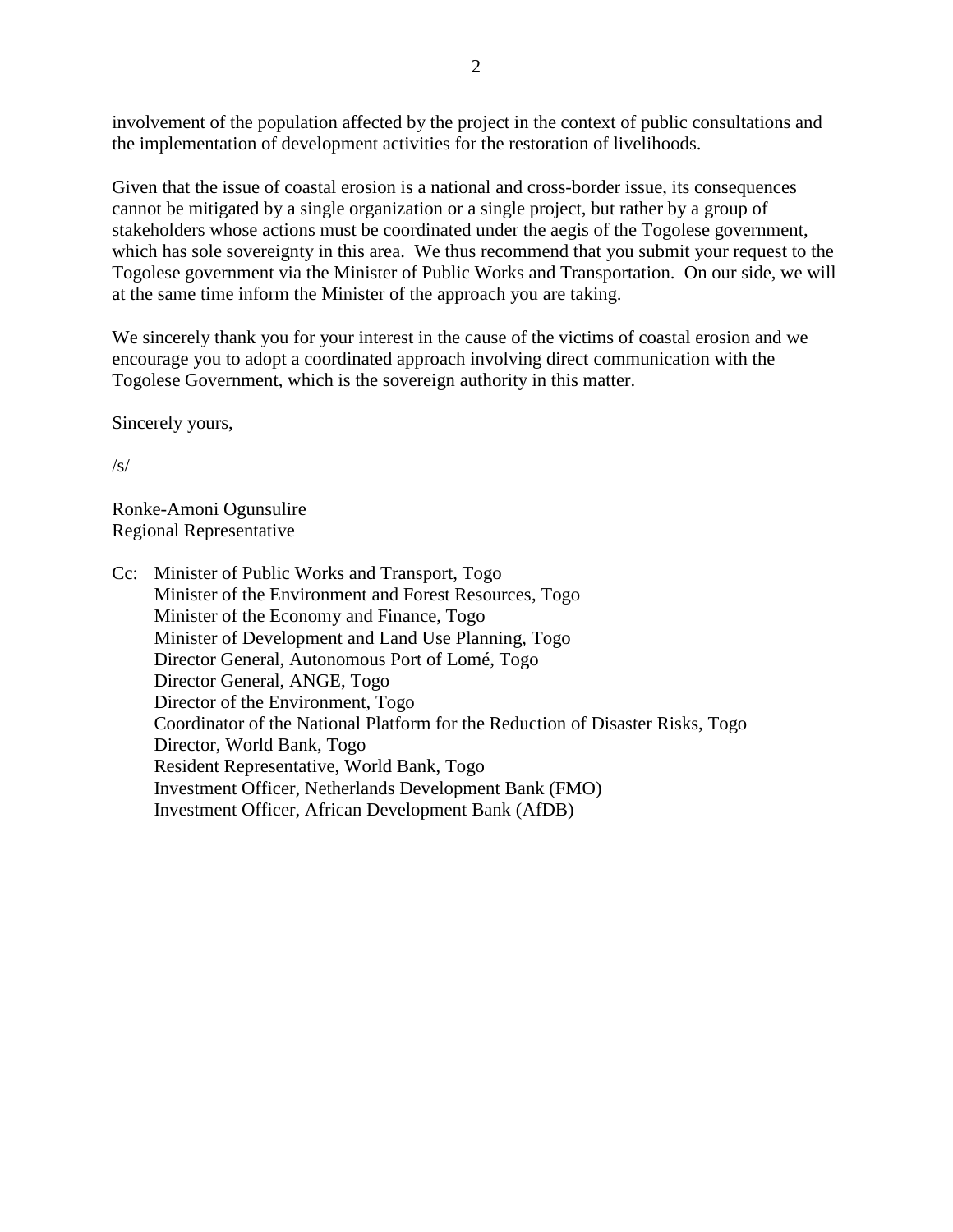involvement of the population affected by the project in the context of public consultations and the implementation of development activities for the restoration of livelihoods.

Given that the issue of coastal erosion is a national and cross-border issue, its consequences cannot be mitigated by a single organization or a single project, but rather by a group of stakeholders whose actions must be coordinated under the aegis of the Togolese government, which has sole sovereignty in this area. We thus recommend that you submit your request to the Togolese government via the Minister of Public Works and Transportation. On our side, we will at the same time inform the Minister of the approach you are taking.

We sincerely thank you for your interest in the cause of the victims of coastal erosion and we encourage you to adopt a coordinated approach involving direct communication with the Togolese Government, which is the sovereign authority in this matter.

Sincerely yours,

/s/

Ronke-Amoni Ogunsulire
Regional Representative

Cc: Minister of Public Works and Transport, Togo
Minister of the Environment and Forest Resources, Togo
Minister of the Economy and Finance, Togo
Minister of Development and Land Use Planning, Togo
Director General, Autonomous Port of Lomé, Togo
Director General, ANGE, Togo
Director of the Environment, Togo
Coordinator of the National Platform for the Reduction of Disaster Risks, Togo
Director, World Bank, Togo
Resident Representative, World Bank, Togo
Investment Officer, Netherlands Development Bank (FMO)
Investment Officer, African Development Bank (AfDB)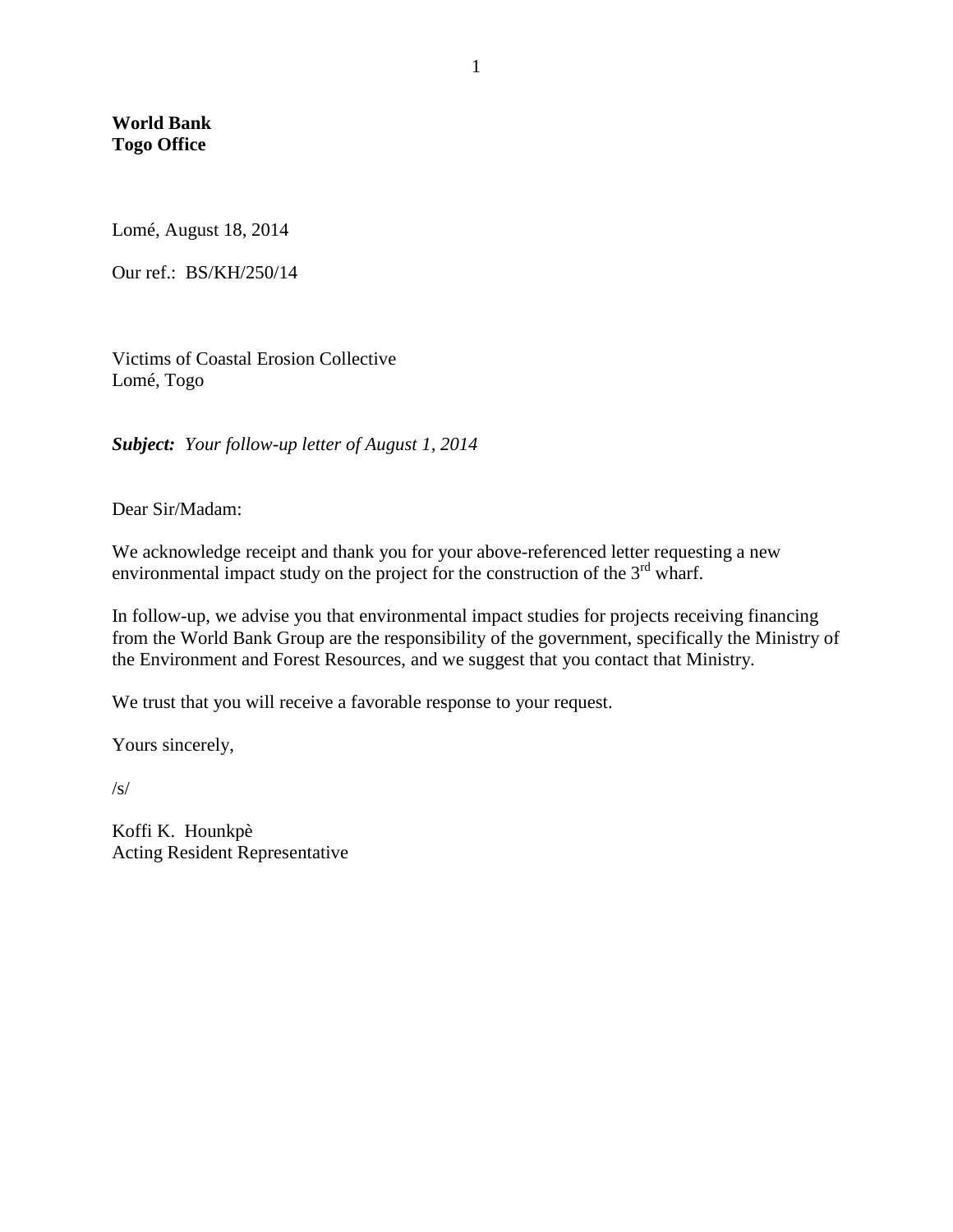**World Bank**
**Togo Office**

Lomé, August 18, 2014

Our ref.: BS/KH/250/14

Victims of Coastal Erosion Collective
Lomé, Togo

***Subject:*** *Your follow-up letter of August 1, 2014*

Dear Sir/Madam:

We acknowledge receipt and thank you for your above-referenced letter requesting a new environmental impact study on the project for the construction of the 3rd wharf.

In follow-up, we advise you that environmental impact studies for projects receiving financing from the World Bank Group are the responsibility of the government, specifically the Ministry of the Environment and Forest Resources, and we suggest that you contact that Ministry.

We trust that you will receive a favorable response to your request.

Yours sincerely,

/s/

Koffi K. Hounkpè
Acting Resident Representative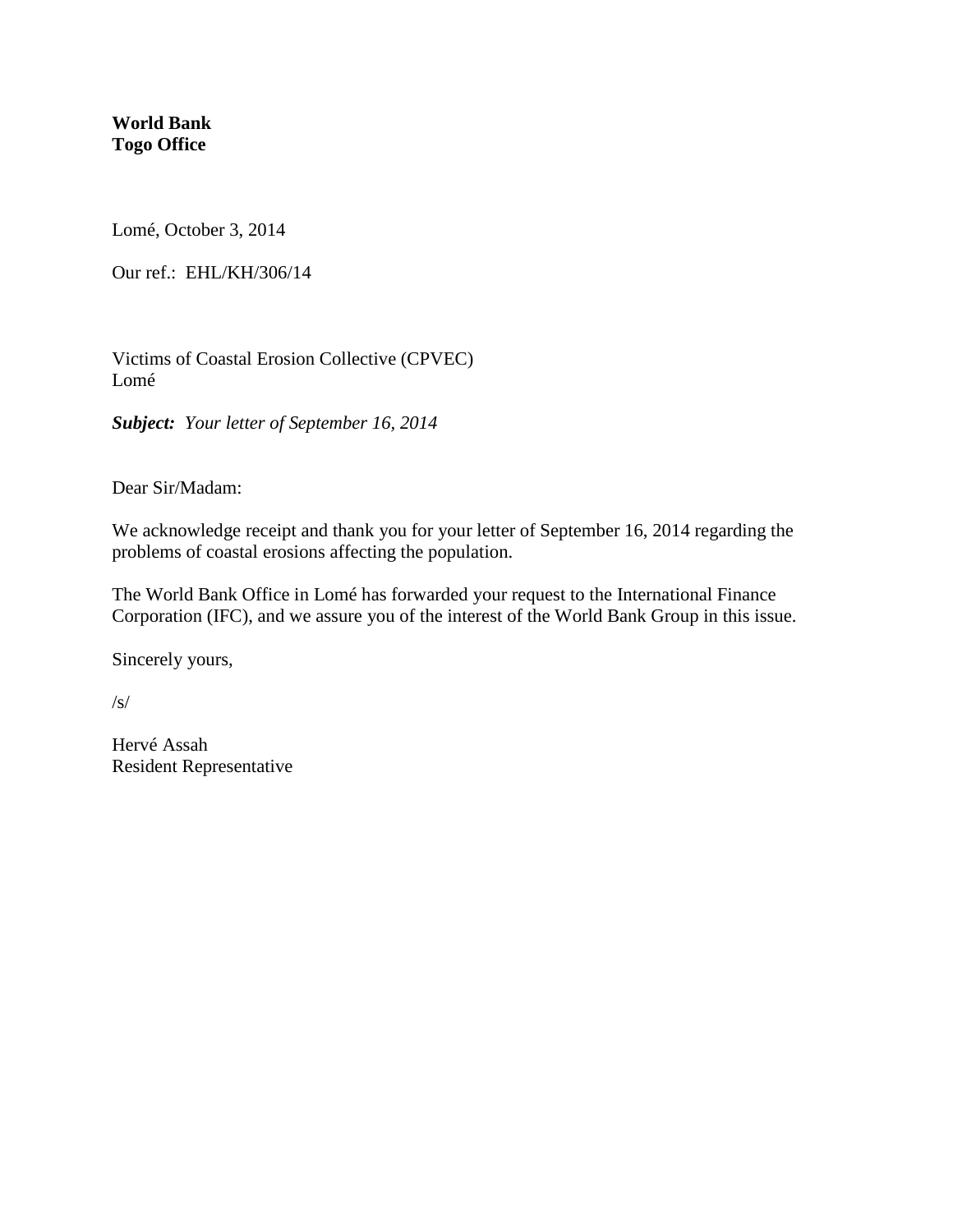**World Bank**
**Togo Office**

Lomé, October 3, 2014

Our ref.: EHL/KH/306/14

Victims of Coastal Erosion Collective (CPVEC)
Lomé

***Subject:*** *Your letter of September 16, 2014*

Dear Sir/Madam:

We acknowledge receipt and thank you for your letter of September 16, 2014 regarding the problems of coastal erosions affecting the population.

The World Bank Office in Lomé has forwarded your request to the International Finance Corporation (IFC), and we assure you of the interest of the World Bank Group in this issue.

Sincerely yours,

/s/

Hervé Assah
Resident Representative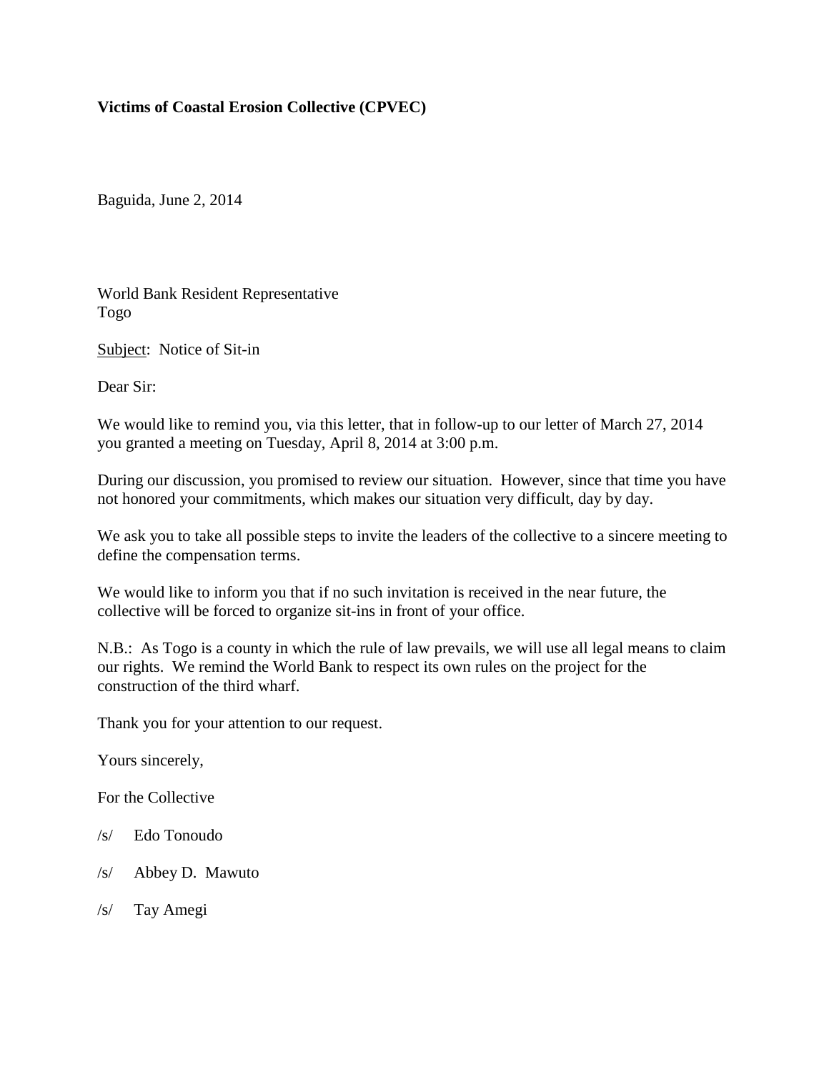**Victims of Coastal Erosion Collective (CPVEC)**

Baguida, June 2, 2014

World Bank Resident Representative
Togo

Subject: Notice of Sit-in

Dear Sir:

We would like to remind you, via this letter, that in follow-up to our letter of March 27, 2014 you granted a meeting on Tuesday, April 8, 2014 at 3:00 p.m.

During our discussion, you promised to review our situation. However, since that time you have not honored your commitments, which makes our situation very difficult, day by day.

We ask you to take all possible steps to invite the leaders of the collective to a sincere meeting to define the compensation terms.

We would like to inform you that if no such invitation is received in the near future, the collective will be forced to organize sit-ins in front of your office.

N.B.: As Togo is a county in which the rule of law prevails, we will use all legal means to claim our rights. We remind the World Bank to respect its own rules on the project for the construction of the third wharf.

Thank you for your attention to our request.

Yours sincerely,

For the Collective

/s/ Edo Tonoudo

/s/ Abbey D. Mawuto

/s/ Tay Amegi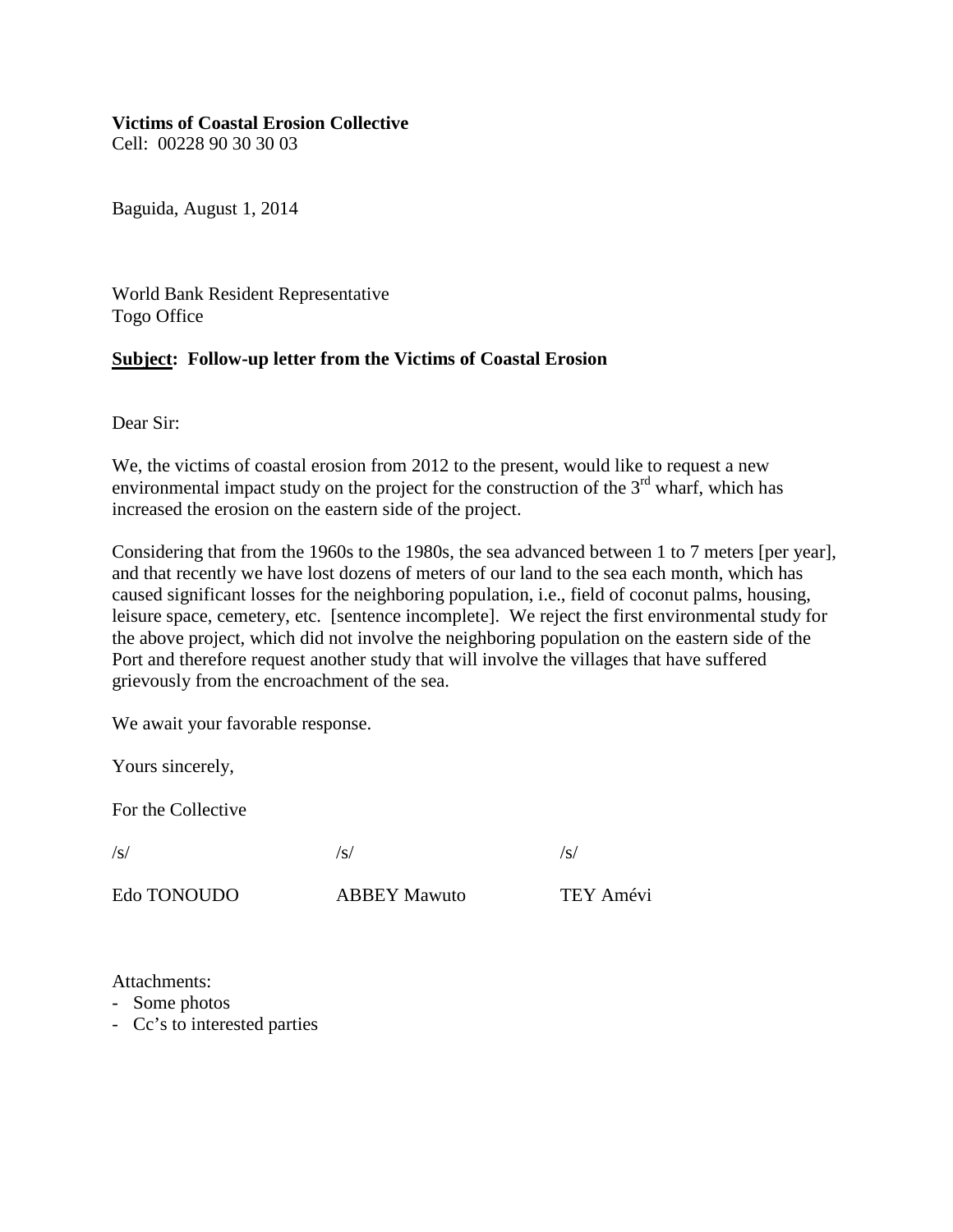**Victims of Coastal Erosion Collective**
Cell: 00228 90 30 30 03

Baguida, August 1, 2014

World Bank Resident Representative
Togo Office

**<u>Subject</u>: Follow-up letter from the Victims of Coastal Erosion**

Dear Sir:

We, the victims of coastal erosion from 2012 to the present, would like to request a new environmental impact study on the project for the construction of the 3rd wharf, which has increased the erosion on the eastern side of the project.

Considering that from the 1960s to the 1980s, the sea advanced between 1 to 7 meters [per year], and that recently we have lost dozens of meters of our land to the sea each month, which has caused significant losses for the neighboring population, i.e., field of coconut palms, housing, leisure space, cemetery, etc. [sentence incomplete]. We reject the first environmental study for the above project, which did not involve the neighboring population on the eastern side of the Port and therefore request another study that will involve the villages that have suffered grievously from the encroachment of the sea.

We await your favorable response.

Yours sincerely,

For the Collective

| /s/ | /s/ | /s/ |
|---|---|---|
| Edo TONOUDO | ABBEY Mawuto | TEY Amévi |

Attachments:
- Some photos
- Cc's to interested parties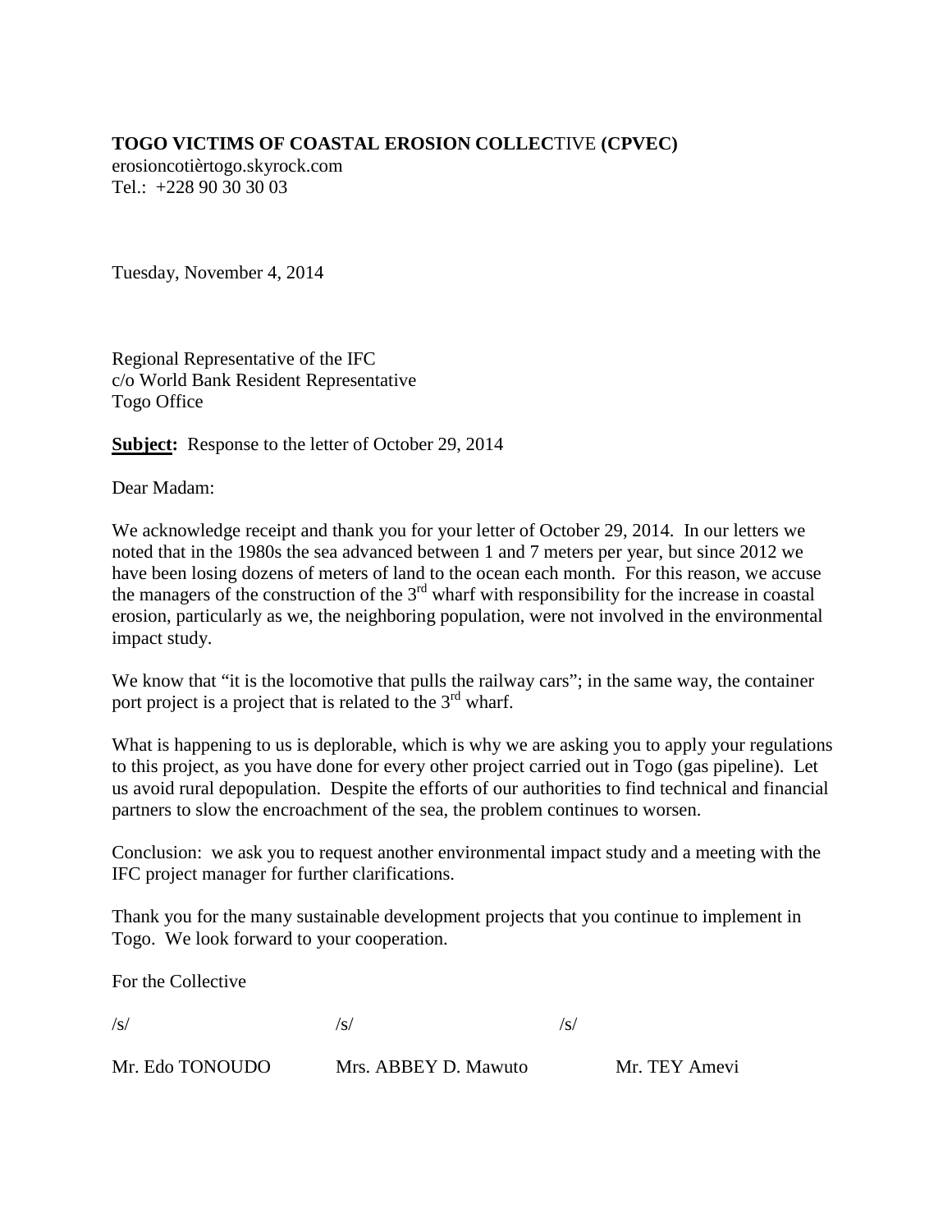**TOGO VICTIMS OF COASTAL EROSION COLLEC**TIVE **(CPVEC)**
erosioncotièrtogo.skyrock.com
Tel.: +228 90 30 30 03

Tuesday, November 4, 2014

Regional Representative of the IFC
c/o World Bank Resident Representative
Togo Office

**Subject:** Response to the letter of October 29, 2014

Dear Madam:

We acknowledge receipt and thank you for your letter of October 29, 2014. In our letters we noted that in the 1980s the sea advanced between 1 and 7 meters per year, but since 2012 we have been losing dozens of meters of land to the ocean each month. For this reason, we accuse the managers of the construction of the 3rd wharf with responsibility for the increase in coastal erosion, particularly as we, the neighboring population, were not involved in the environmental impact study.

We know that "it is the locomotive that pulls the railway cars"; in the same way, the container port project is a project that is related to the 3rd wharf.

What is happening to us is deplorable, which is why we are asking you to apply your regulations to this project, as you have done for every other project carried out in Togo (gas pipeline). Let us avoid rural depopulation. Despite the efforts of our authorities to find technical and financial partners to slow the encroachment of the sea, the problem continues to worsen.

Conclusion: we ask you to request another environmental impact study and a meeting with the IFC project manager for further clarifications.

Thank you for the many sustainable development projects that you continue to implement in Togo. We look forward to your cooperation.

For the Collective

| /s/ | /s/ | /s/ |
|---|---|---|
| Mr. Edo TONOUDO | Mrs. ABBEY D. Mawuto | Mr. TEY Amevi |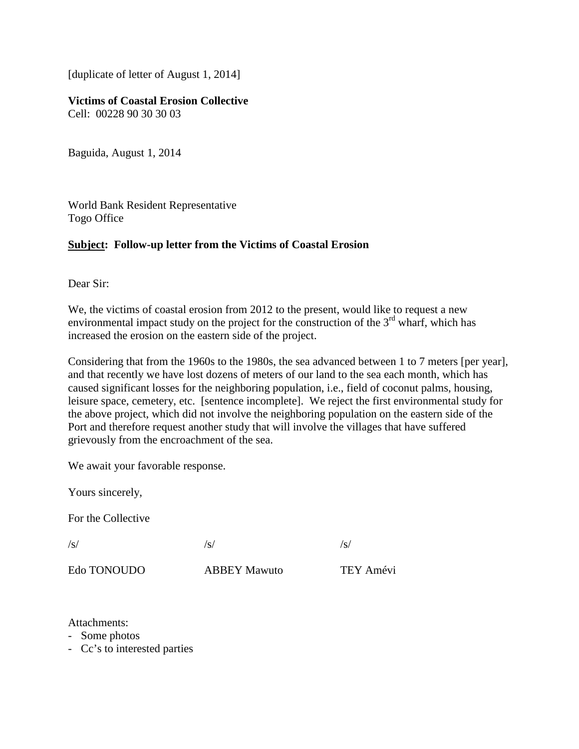[duplicate of letter of August 1, 2014]

**Victims of Coastal Erosion Collective**
Cell: 00228 90 30 30 03

Baguida, August 1, 2014

World Bank Resident Representative
Togo Office

**<u>Subject</u>: Follow-up letter from the Victims of Coastal Erosion**

Dear Sir:

We, the victims of coastal erosion from 2012 to the present, would like to request a new environmental impact study on the project for the construction of the 3rd wharf, which has increased the erosion on the eastern side of the project.

Considering that from the 1960s to the 1980s, the sea advanced between 1 to 7 meters [per year], and that recently we have lost dozens of meters of our land to the sea each month, which has caused significant losses for the neighboring population, i.e., field of coconut palms, housing, leisure space, cemetery, etc. [sentence incomplete]. We reject the first environmental study for the above project, which did not involve the neighboring population on the eastern side of the Port and therefore request another study that will involve the villages that have suffered grievously from the encroachment of the sea.

We await your favorable response.

Yours sincerely,

For the Collective

| /s/ | /s/ | /s/ |
|---|---|---|
| Edo TONOUDO | ABBEY Mawuto | TEY Amévi |

Attachments:
- Some photos
- Cc's to interested parties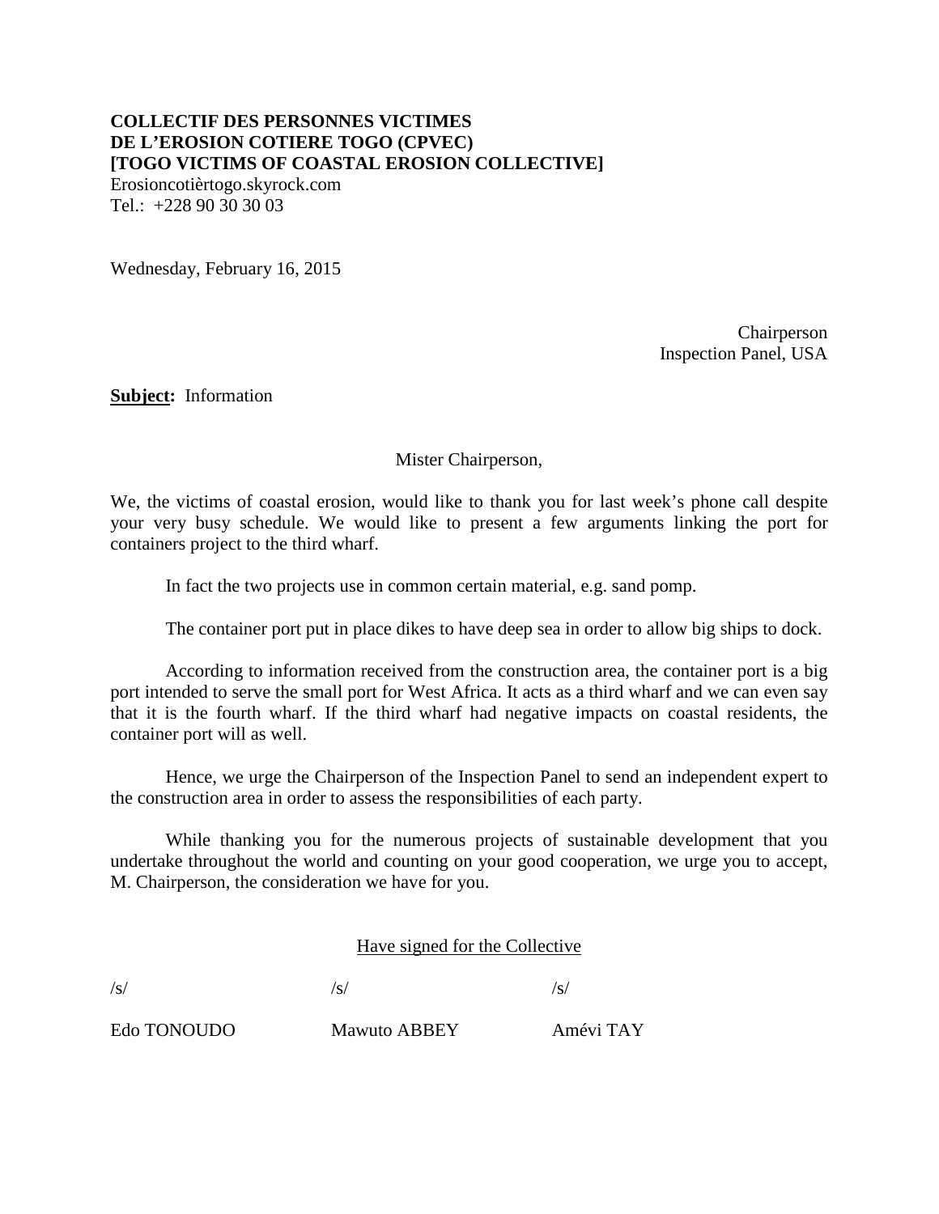**COLLECTIF DES PERSONNES VICTIMES**
**DE L'EROSION COTIERE TOGO (CPVEC)**
**[TOGO VICTIMS OF COASTAL EROSION COLLECTIVE]**
Erosioncotièrtogo.skyrock.com
Tel.: +228 90 30 30 03

Wednesday, February 16, 2015

Chairperson
Inspection Panel, USA

**<u>Subject</u>:** Information

Mister Chairperson,

We, the victims of coastal erosion, would like to thank you for last week's phone call despite your very busy schedule. We would like to present a few arguments linking the port for containers project to the third wharf.

In fact the two projects use in common certain material, e.g. sand pomp.

The container port put in place dikes to have deep sea in order to allow big ships to dock.

According to information received from the construction area, the container port is a big port intended to serve the small port for West Africa. It acts as a third wharf and we can even say that it is the fourth wharf. If the third wharf had negative impacts on coastal residents, the container port will as well.

Hence, we urge the Chairperson of the Inspection Panel to send an independent expert to the construction area in order to assess the responsibilities of each party.

While thanking you for the numerous projects of sustainable development that you undertake throughout the world and counting on your good cooperation, we urge you to accept, M. Chairperson, the consideration we have for you.

<u>Have signed for the Collective</u>

| /s/ | /s/ | /s/ |
|---|---|---|
| Edo TONOUDO | Mawuto ABBEY | Amévi TAY |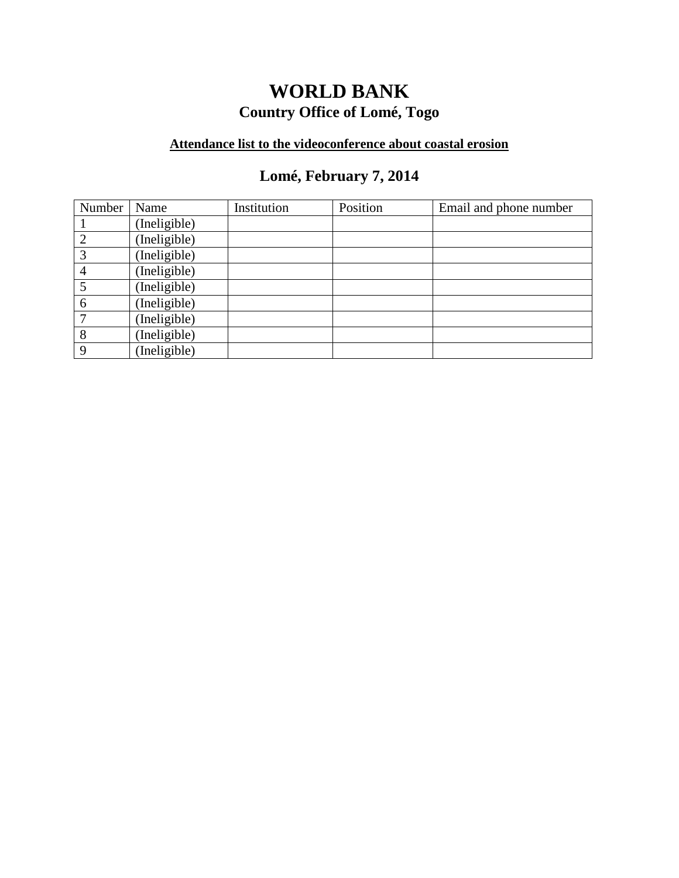# WORLD BANK

## Country Office of Lomé, Togo

**Attendance list to the videoconference about coastal erosion**

## Lomé, February 7, 2014

| Number | Name | Institution | Position | Email and phone number |
|---|---|---|---|---|
| 1 | (Ineligible) | | | |
| 2 | (Ineligible) | | | |
| 3 | (Ineligible) | | | |
| 4 | (Ineligible) | | | |
| 5 | (Ineligible) | | | |
| 6 | (Ineligible) | | | |
| 7 | (Ineligible) | | | |
| 8 | (Ineligible) | | | |
| 9 | (Ineligible) | | | |